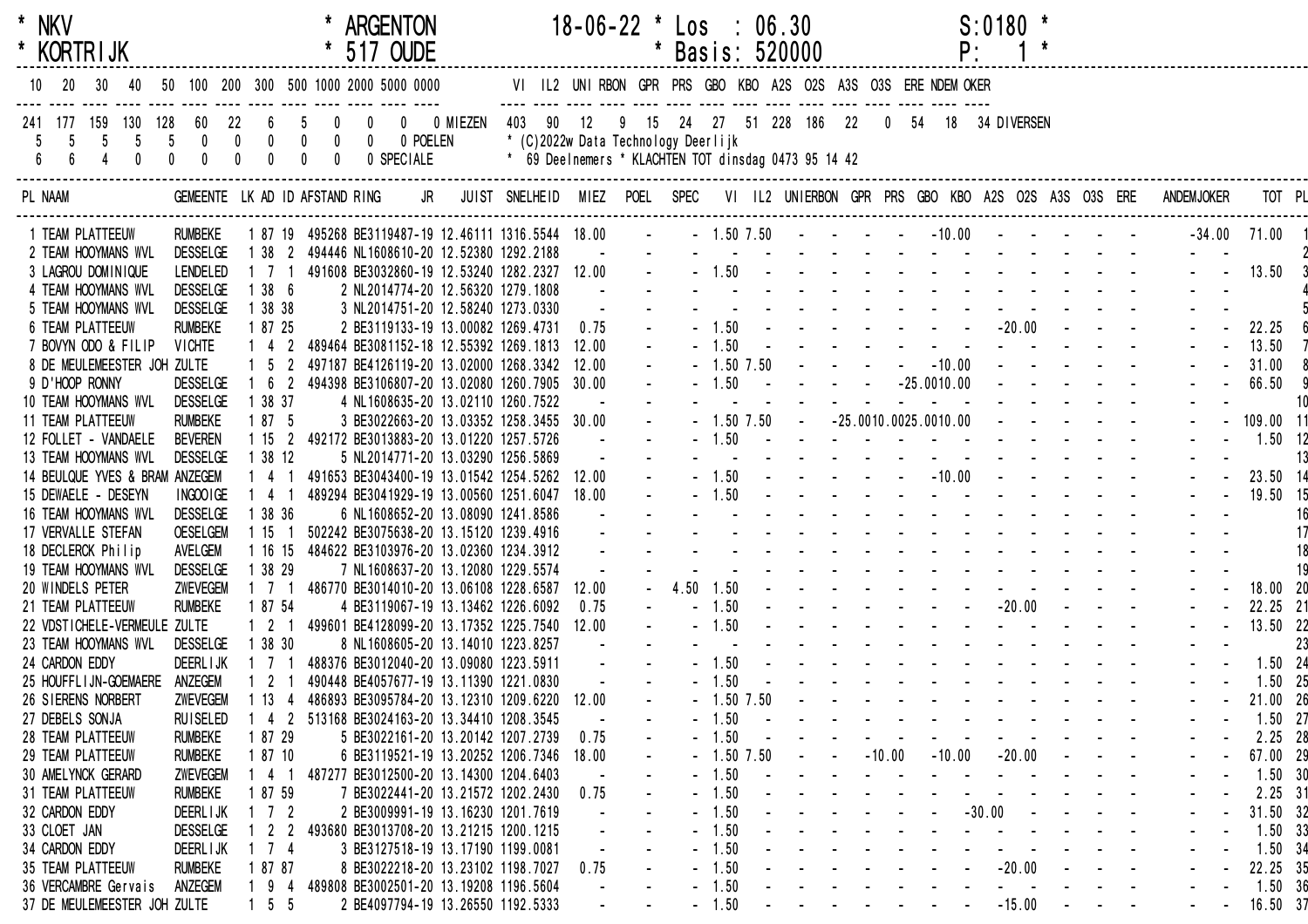```
* NKV          * ARGENTON     18-06-22 * Los  : 06.30      S:0180 *
* KORTRIJK     * 517 OUDE              * Basis: 520000     P:   1 *
```

| 10 | 20 | 30 | 40 | 50 | 100 | 200 | 300 | 500 | 1000 | 2000 | 5000 | 0000 | |
|---|---|---|---|---|---|---|---|---|---|---|---|---|---|
| 241 | 177 | 159 | 130 | 128 | 60 | 22 | 6 | 5 | 0 | 0 | 0 | 0 | MIEZEN |
| 5 | 5 | 5 | 5 | 5 | 0 | 0 | 0 | 0 | 0 | 0 | 0 | | POELEN |
| 6 | 6 | 4 | 0 | 0 | 0 | 0 | 0 | 0 | 0 | 0 | | | SPECIALE |

| VI | IL2 | UNI | RBON | GPR | PRS | GBO | KBO | A2S | O2S | A3S | O3S | ERE | NDEM | OKER | |
|---|---|---|---|---|---|---|---|---|---|---|---|---|---|---|---|
| 403 | 90 | 12 | 9 | 15 | 24 | 27 | 51 | 228 | 186 | 22 | 0 | 54 | 18 | 34 | DIVERSEN |

* (C)2022w Data Technology Deerlijk
* 69 Deelnemers * KLACHTEN TOT dinsdag 0473 95 14 42

| PL | NAAM | GEMEENTE | LK | AD | ID | AFSTAND | RING | JR | JUIST | SNELHEID | MIEZ | POEL | SPEC | VI | IL2 | UNIERBON | GPR | PRS | GBO | KBO | A2S | O2S | A3S | O3S | ERE | ANDEM | JOKER | TOT | PL |
|---|---|---|---|---|---|---|---|---|---|---|---|---|---|---|---|---|---|---|---|---|---|---|---|---|---|---|---|---|---|
| 1 | TEAM PLATTEEUW | RUMBEKE | 1 | 87 | 19 | 495268 | BE3119487-19 | | 12.46111 | 1316.5544 | 18.00 | - | - | 1.50 | 7.50 | - | - | - | - | -10.00 | - | - | - | - | - | - | -34.00 | 71.00 | 1 |
| 2 | TEAM HOOYMANS WVL | DESSELGE | 1 | 38 | 2 | 494446 | NL1608610-20 | | 12.52380 | 1292.2188 | - | - | - | - | - | - | - | - | - | - | - | - | - | - | - | - | - | | 2 |
| 3 | LAGROU DOMINIQUE | LENDELED | 1 | 7 | 1 | 491608 | BE3032860-19 | | 12.53240 | 1282.2327 | 12.00 | - | - | 1.50 | - | - | - | - | - | - | - | - | - | - | - | - | - | 13.50 | 3 |
| 4 | TEAM HOOYMANS WVL | DESSELGE | 1 | 38 | 6 | 2 | NL2014774-20 | | 12.56320 | 1279.1808 | - | - | - | - | - | - | - | - | - | - | - | - | - | - | - | - | - | | 4 |
| 5 | TEAM HOOYMANS WVL | DESSELGE | 1 | 38 | 38 | 3 | NL2014751-20 | | 12.58240 | 1273.0330 | - | - | - | - | - | - | - | - | - | - | - | - | - | - | - | - | - | | 5 |
| 6 | TEAM PLATTEEUW | RUMBEKE | 1 | 87 | 25 | 2 | BE3119133-19 | | 13.00082 | 1269.4731 | 0.75 | - | - | 1.50 | - | - | - | - | - | - | - | -20.00 | - | - | - | - | - | 22.25 | 6 |
| 7 | BOVYN ODO & FILIP | VICHTE | 1 | 4 | 2 | 489464 | BE3081152-18 | | 12.55392 | 1269.1813 | 12.00 | - | - | 1.50 | - | - | - | - | - | - | - | - | - | - | - | - | - | 13.50 | 7 |
| 8 | DE MEULEMEESTER JOH | ZULTE | 1 | 5 | 2 | 497187 | BE4126119-20 | | 13.02000 | 1268.3342 | 12.00 | - | - | 1.50 | 7.50 | - | - | - | - | -10.00 | - | - | - | - | - | - | - | 31.00 | 8 |
| 9 | D'HOOP RONNY | DESSELGE | 1 | 6 | 2 | 494398 | BE3106807-20 | | 13.02080 | 1260.7905 | 30.00 | - | - | 1.50 | - | - | - | - | -25.00 | 10.00 | - | - | - | - | - | - | - | 66.50 | 9 |
| 10 | TEAM HOOYMANS WVL | DESSELGE | 1 | 38 | 37 | 4 | NL1608635-20 | | 13.02110 | 1260.7522 | - | - | - | - | - | - | - | - | - | - | - | - | - | - | - | - | - | | 10 |
| 11 | TEAM PLATTEEUW | RUMBEKE | 1 | 87 | 5 | 3 | BE3022663-20 | | 13.03352 | 1258.3455 | 30.00 | - | - | 1.50 | 7.50 | - | -25.00 | 10.00 | 25.00 | 10.00 | - | - | - | - | - | - | - | 109.00 | 11 |
| 12 | FOLLET - VANDAELE | BEVEREN | 1 | 15 | 2 | 492172 | BE3013883-20 | | 13.01220 | 1257.5726 | - | - | - | 1.50 | - | - | - | - | - | - | - | - | - | - | - | - | - | 1.50 | 12 |
| 13 | TEAM HOOYMANS WVL | DESSELGE | 1 | 38 | 12 | 5 | NL2014771-20 | | 13.03290 | 1256.5869 | - | - | - | - | - | - | - | - | - | - | - | - | - | - | - | - | - | | 13 |
| 14 | BEULQUE YVES & BRAM | ANZEGEM | 1 | 4 | 1 | 491653 | BE3043400-19 | | 13.01542 | 1254.5262 | 12.00 | - | - | 1.50 | - | - | - | - | - | -10.00 | - | - | - | - | - | - | - | 23.50 | 14 |
| 15 | DEWAELE - DESEYN | INGOOIGE | 1 | 4 | 1 | 489294 | BE3041929-19 | | 13.00560 | 1251.6047 | 18.00 | - | - | 1.50 | - | - | - | - | - | - | - | - | - | - | - | - | - | 19.50 | 15 |
| 16 | TEAM HOOYMANS WVL | DESSELGE | 1 | 38 | 36 | 6 | NL1608652-20 | | 13.08090 | 1241.8586 | - | - | - | - | - | - | - | - | - | - | - | - | - | - | - | - | - | | 16 |
| 17 | VERVALLE STEFAN | OESELGEM | 1 | 15 | 1 | 502242 | BE3075638-20 | | 13.15120 | 1239.4916 | - | - | - | - | - | - | - | - | - | - | - | - | - | - | - | - | - | | 17 |
| 18 | DECLERCK Philip | AVELGEM | 1 | 16 | 15 | 484622 | BE3103976-20 | | 13.02360 | 1234.3912 | - | - | - | - | - | - | - | - | - | - | - | - | - | - | - | - | - | | 18 |
| 19 | TEAM HOOYMANS WVL | DESSELGE | 1 | 38 | 29 | 7 | NL1608637-20 | | 13.12080 | 1229.5574 | - | - | - | - | - | - | - | - | - | - | - | - | - | - | - | - | - | | 19 |
| 20 | WINDELS PETER | ZWEVEGEM | 1 | 7 | 1 | 486770 | BE3014010-20 | | 13.06108 | 1228.6587 | 12.00 | - | 4.50 | 1.50 | - | - | - | - | - | - | - | - | - | - | - | - | - | 18.00 | 20 |
| 21 | TEAM PLATTEEUW | RUMBEKE | 1 | 87 | 54 | 4 | BE3119067-19 | | 13.13462 | 1226.6092 | 0.75 | - | - | 1.50 | - | - | - | - | - | - | - | -20.00 | - | - | - | - | - | 22.25 | 21 |
| 22 | VDSTICHELE-VERMEULE | ZULTE | 1 | 2 | 1 | 499601 | BE4128099-20 | | 13.17352 | 1225.7540 | 12.00 | - | - | 1.50 | - | - | - | - | - | - | - | - | - | - | - | - | - | 13.50 | 22 |
| 23 | TEAM HOOYMANS WVL | DESSELGE | 1 | 38 | 30 | 8 | NL1608605-20 | | 13.14010 | 1223.8257 | - | - | - | - | - | - | - | - | - | - | - | - | - | - | - | - | - | | 23 |
| 24 | CARDON EDDY | DEERLIJK | 1 | 7 | 1 | 488376 | BE3012040-20 | | 13.09080 | 1223.5911 | - | - | - | 1.50 | - | - | - | - | - | - | - | - | - | - | - | - | - | 1.50 | 24 |
| 25 | HOUFFLIJN-GOEMAERE | ANZEGEM | 1 | 2 | 1 | 490448 | BE4057677-19 | | 13.11390 | 1221.0830 | - | - | - | 1.50 | - | - | - | - | - | - | - | - | - | - | - | - | - | 1.50 | 25 |
| 26 | SIERENS NORBERT | ZWEVEGEM | 1 | 13 | 4 | 486893 | BE3095784-20 | | 13.12310 | 1209.6220 | 12.00 | - | - | 1.50 | 7.50 | - | - | - | - | - | - | - | - | - | - | - | - | 21.00 | 26 |
| 27 | DEBELS SONJA | RUISELED | 1 | 4 | 2 | 513168 | BE3024163-20 | | 13.34410 | 1208.3545 | - | - | - | 1.50 | - | - | - | - | - | - | - | - | - | - | - | - | - | 1.50 | 27 |
| 28 | TEAM PLATTEEUW | RUMBEKE | 1 | 87 | 29 | 5 | BE3022161-20 | | 13.20142 | 1207.2739 | 0.75 | - | - | 1.50 | - | - | - | - | - | - | - | - | - | - | - | - | - | 2.25 | 28 |
| 29 | TEAM PLATTEEUW | RUMBEKE | 1 | 87 | 10 | 6 | BE3119521-19 | | 13.20252 | 1206.7346 | 18.00 | - | - | 1.50 | 7.50 | - | - | -10.00 | - | -10.00 | - | -20.00 | - | - | - | - | - | 67.00 | 29 |
| 30 | AMELYNCK GERARD | ZWEVEGEM | 1 | 4 | 1 | 487277 | BE3012500-20 | | 13.14300 | 1204.6403 | - | - | - | 1.50 | - | - | - | - | - | - | - | - | - | - | - | - | - | 1.50 | 30 |
| 31 | TEAM PLATTEEUW | RUMBEKE | 1 | 87 | 59 | 7 | BE3022441-20 | | 13.21572 | 1202.2430 | 0.75 | - | - | 1.50 | - | - | - | - | - | - | - | - | - | - | - | - | - | 2.25 | 31 |
| 32 | CARDON EDDY | DEERLIJK | 1 | 7 | 2 | 2 | BE3009991-19 | | 13.16230 | 1201.7619 | - | - | - | 1.50 | - | - | - | - | - | - | -30.00 | - | - | - | - | - | - | 31.50 | 32 |
| 33 | CLOET JAN | DESSELGE | 1 | 2 | 2 | 493680 | BE3013708-20 | | 13.21215 | 1200.1215 | - | - | - | 1.50 | - | - | - | - | - | - | - | - | - | - | - | - | - | 1.50 | 33 |
| 34 | CARDON EDDY | DEERLIJK | 1 | 7 | 4 | 3 | BE3127518-19 | | 13.17190 | 1199.0081 | - | - | - | 1.50 | - | - | - | - | - | - | - | - | - | - | - | - | - | 1.50 | 34 |
| 35 | TEAM PLATTEEUW | RUMBEKE | 1 | 87 | 87 | 8 | BE3022218-20 | | 13.23102 | 1198.7027 | 0.75 | - | - | 1.50 | - | - | - | - | - | - | - | -20.00 | - | - | - | - | - | 22.25 | 35 |
| 36 | VERCAMBRE Gervais | ANZEGEM | 1 | 9 | 4 | 489808 | BE3002501-20 | | 13.19208 | 1196.5604 | - | - | - | 1.50 | - | - | - | - | - | - | - | - | - | - | - | - | - | 1.50 | 36 |
| 37 | DE MEULEMEESTER JOH | ZULTE | 1 | 5 | 5 | 2 | BE4097794-19 | | 13.26550 | 1192.5333 | - | - | - | 1.50 | - | - | - | - | - | - | - | -15.00 | - | - | - | - | - | 16.50 | 37 |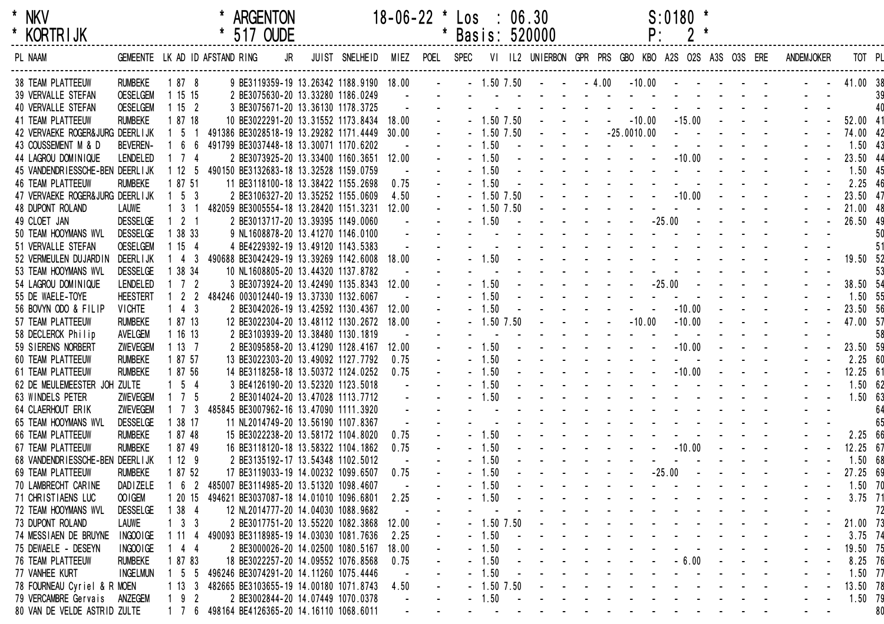\* NKV \* ARGENTON 18-06-22 \* Los : 06.30 S:0180 \*
\* KORTRIJK \* 517 OUDE \* Basis: 520000 P: 2 \*

| PL | NAAM | GEMEENTE | LK | AD | ID | AFSTAND | RING JR | JUIST | SNELHEID | MIEZ | POEL | SPEC | VI | IL2 | UNIERBON | GPR | PRS | GBO | KBO | A2S | O2S | A3S | O3S | ERE | ANDEM | JOKER | TOT | PL |
|---|---|---|---|---|---|---|---|---|---|---|---|---|---|---|---|---|---|---|---|---|---|---|---|---|---|---|---|---|
| 38 | TEAM PLATTEEUW | RUMBEKE | 1 | 87 | 8 | 9 | BE3119359-19 | 13.26342 | 1188.9190 | 18.00 | - | - | 1.50 | 7.50 | - | - | - | 4.00 | - | - | 10.00 | - | - | - | - | - | 41.00 | 38 |
| 39 | VERVALLE STEFAN | OESELGEM | 1 | 15 | 15 | 2 | BE3075630-20 | 13.33280 | 1186.0249 | - | - | - | - | - | - | - | - | - | - | - | - | - | - | - | - | - | | 39 |
| 40 | VERVALLE STEFAN | OESELGEM | 1 | 15 | 2 | 3 | BE3075671-20 | 13.36130 | 1178.3725 | - | - | - | - | - | - | - | - | - | - | - | - | - | - | - | - | - | | 40 |
| 41 | TEAM PLATTEEUW | RUMBEKE | 1 | 87 | 18 | 10 | BE3022291-20 | 13.31552 | 1173.8434 | 18.00 | - | - | 1.50 | 7.50 | - | - | - | - | - | - | 10.00 | - | 15.00 | - | - | - | 52.00 | 41 |
| 42 | VERVAEKE ROGER& JURG | DEERLIJK | 1 | 5 | 1 | 491386 | BE3028518-19 | 13.29282 | 1171.4449 | 30.00 | - | - | 1.50 | 7.50 | - | - | - | - | 25.00 | 10.00 | - | - | - | - | - | - | 74.00 | 42 |
| 43 | COUSSEMENT M & D | BEVEREN- | 1 | 6 | 6 | 491799 | BE3037448-18 | 13.30071 | 1170.6202 | - | - | - | 1.50 | - | - | - | - | - | - | - | - | - | - | - | - | - | 1.50 | 43 |
| 44 | LAGROU DOMINIQUE | LENDELED | 1 | 7 | 4 | 2 | BE3073925-20 | 13.33400 | 1160.3651 | 12.00 | - | - | 1.50 | - | - | - | - | - | - | - | - | - | 10.00 | - | - | - | 23.50 | 44 |
| 45 | VANDENDRIESSCHE-BEN | DEERLIJK | 1 | 12 | 5 | 490150 | BE3132683-18 | 13.32528 | 1159.0759 | - | - | - | 1.50 | - | - | - | - | - | - | - | - | - | - | - | - | - | 1.50 | 45 |
| 46 | TEAM PLATTEEUW | RUMBEKE | 1 | 87 | 51 | 11 | BE3118100-18 | 13.38422 | 1155.2698 | 0.75 | - | - | 1.50 | - | - | - | - | - | - | - | - | - | - | - | - | - | 2.25 | 46 |
| 47 | VERVAEKE ROGER& JURG | DEERLIJK | 1 | 5 | 3 | 2 | BE3106327-20 | 13.35252 | 1155.0609 | 4.50 | - | - | 1.50 | 7.50 | - | - | - | - | - | - | - | - | 10.00 | - | - | - | 23.50 | 47 |
| 48 | DUPONT ROLAND | LAUWE | 1 | 3 | 1 | 482059 | BE3005554-18 | 13.28420 | 1151.3231 | 12.00 | - | - | 1.50 | 7.50 | - | - | - | - | - | - | - | - | - | - | - | - | 21.00 | 48 |
| 49 | CLOET JAN | DESSELGE | 1 | 2 | 1 | 2 | BE3013717-20 | 13.39395 | 1149.0060 | - | - | - | 1.50 | - | - | - | - | - | - | - | - | 25.00 | - | - | - | - | 26.50 | 49 |
| 50 | TEAM HOOYMANS WVL | DESSELGE | 1 | 38 | 33 | 9 | NL1608878-20 | 13.41270 | 1146.0100 | - | - | - | - | - | - | - | - | - | - | - | - | - | - | - | - | - | | 50 |
| 51 | VERVALLE STEFAN | OESELGEM | 1 | 15 | 4 | 4 | BE4229392-19 | 13.49120 | 1143.5383 | - | - | - | - | - | - | - | - | - | - | - | - | - | - | - | - | - | | 51 |
| 52 | VERMEULEN DUJARDIN | DEERLIJK | 1 | 4 | 3 | 490688 | BE3042429-19 | 13.39269 | 1142.6008 | 18.00 | - | - | 1.50 | - | - | - | - | - | - | - | - | - | - | - | - | - | 19.50 | 52 |
| 53 | TEAM HOOYMANS WVL | DESSELGE | 1 | 38 | 34 | 10 | NL1608805-20 | 13.44320 | 1137.8782 | - | - | - | - | - | - | - | - | - | - | - | - | - | - | - | - | - | | 53 |
| 54 | LAGROU DOMINIQUE | LENDELED | 1 | 7 | 2 | 3 | BE3073924-20 | 13.42490 | 1135.8343 | 12.00 | - | - | 1.50 | - | - | - | - | - | - | - | - | 25.00 | - | - | - | - | 38.50 | 54 |
| 55 | DE WAELE-TOYE | HEESTERT | 1 | 2 | 2 | 484246 | 003012440-19 | 13.37330 | 1132.6067 | - | - | - | 1.50 | - | - | - | - | - | - | - | - | - | - | - | - | - | 1.50 | 55 |
| 56 | BOVYN ODO & FILIP | VICHTE | 1 | 4 | 3 | 2 | BE3042026-19 | 13.42592 | 1130.4367 | 12.00 | - | - | 1.50 | - | - | - | - | - | - | - | - | - | 10.00 | - | - | - | 23.50 | 56 |
| 57 | TEAM PLATTEEUW | RUMBEKE | 1 | 87 | 13 | 12 | BE3022304-20 | 13.48112 | 1130.2672 | 18.00 | - | - | 1.50 | 7.50 | - | - | - | - | - | - | 10.00 | - | 10.00 | - | - | - | 47.00 | 57 |
| 58 | DECLERCK Philip | AVELGEM | 1 | 16 | 13 | 2 | BE3103939-20 | 13.38480 | 1130.1819 | - | - | - | - | - | - | - | - | - | - | - | - | - | - | - | - | - | | 58 |
| 59 | SIERENS NORBERT | ZWEVEGEM | 1 | 13 | 7 | 2 | BE3095858-20 | 13.41290 | 1128.4167 | 12.00 | - | - | 1.50 | - | - | - | - | - | - | - | - | - | 10.00 | - | - | - | 23.50 | 59 |
| 60 | TEAM PLATTEEUW | RUMBEKE | 1 | 87 | 57 | 13 | BE3022303-20 | 13.49092 | 1127.7792 | 0.75 | - | - | 1.50 | - | - | - | - | - | - | - | - | - | - | - | - | - | 2.25 | 60 |
| 61 | TEAM PLATTEEUW | RUMBEKE | 1 | 87 | 56 | 14 | BE3118258-18 | 13.50372 | 1124.0252 | 0.75 | - | - | 1.50 | - | - | - | - | - | - | - | - | - | 10.00 | - | - | - | 12.25 | 61 |
| 62 | DE MEULEMEESTER JOH | ZULTE | 1 | 5 | 4 | 3 | BE4126190-20 | 13.52320 | 1123.5018 | - | - | - | 1.50 | - | - | - | - | - | - | - | - | - | - | - | - | - | 1.50 | 62 |
| 63 | WINDELS PETER | ZWEVEGEM | 1 | 7 | 5 | 2 | BE3014024-20 | 13.47028 | 1113.7712 | - | - | - | 1.50 | - | - | - | - | - | - | - | - | - | - | - | - | - | 1.50 | 63 |
| 64 | CLAERHOUT ERIK | ZWEVEGEM | 1 | 7 | 3 | 485845 | BE3007962-16 | 13.47090 | 1111.3920 | - | - | - | - | - | - | - | - | - | - | - | - | - | - | - | - | - | | 64 |
| 65 | TEAM HOOYMANS WVL | DESSELGE | 1 | 38 | 17 | 11 | NL2014749-20 | 13.56190 | 1107.8367 | - | - | - | - | - | - | - | - | - | - | - | - | - | - | - | - | - | | 65 |
| 66 | TEAM PLATTEEUW | RUMBEKE | 1 | 87 | 48 | 15 | BE3022238-20 | 13.58172 | 1104.8020 | 0.75 | - | - | 1.50 | - | - | - | - | - | - | - | - | - | - | - | - | - | 2.25 | 66 |
| 67 | TEAM PLATTEEUW | RUMBEKE | 1 | 87 | 49 | 16 | BE3118120-18 | 13.58322 | 1104.1862 | 0.75 | - | - | 1.50 | - | - | - | - | - | - | - | - | - | 10.00 | - | - | - | 12.25 | 67 |
| 68 | VANDENDRIESSCHE-BEN | DEERLIJK | 1 | 12 | 9 | 2 | BE3135192-17 | 13.54348 | 1102.5012 | - | - | - | 1.50 | - | - | - | - | - | - | - | - | - | - | - | - | - | 1.50 | 68 |
| 69 | TEAM PLATTEEUW | RUMBEKE | 1 | 87 | 52 | 17 | BE3119033-19 | 14.00232 | 1099.6507 | 0.75 | - | - | 1.50 | - | - | - | - | - | - | - | - | 25.00 | - | - | - | - | 27.25 | 69 |
| 70 | LAMBRECHT CARINE | DADIZELE | 1 | 6 | 2 | 485007 | BE3114985-20 | 13.51320 | 1098.4607 | - | - | - | 1.50 | - | - | - | - | - | - | - | - | - | - | - | - | - | 1.50 | 70 |
| 71 | CHRISTIAENS LUC | OOIGEM | 1 | 20 | 15 | 494621 | BE3037087-18 | 14.01010 | 1096.6801 | 2.25 | - | - | 1.50 | - | - | - | - | - | - | - | - | - | - | - | - | - | 3.75 | 71 |
| 72 | TEAM HOOYMANS WVL | DESSELGE | 1 | 38 | 4 | 12 | NL2014777-20 | 14.04030 | 1088.9682 | - | - | - | - | - | - | - | - | - | - | - | - | - | - | - | - | - | | 72 |
| 73 | DUPONT ROLAND | LAUWE | 1 | 3 | 3 | 2 | BE3017751-20 | 13.55220 | 1082.3868 | 12.00 | - | - | 1.50 | 7.50 | - | - | - | - | - | - | - | - | - | - | - | - | 21.00 | 73 |
| 74 | MESSIAEN DE BRUYNE | INGOOIGE | 1 | 11 | 4 | 490093 | BE3118985-19 | 14.03030 | 1081.7636 | 2.25 | - | - | 1.50 | - | - | - | - | - | - | - | - | - | - | - | - | - | 3.75 | 74 |
| 75 | DEWAELE - DESEYN | INGOOIGE | 1 | 4 | 4 | 2 | BE3000026-20 | 14.02500 | 1080.5167 | 18.00 | - | - | 1.50 | - | - | - | - | - | - | - | - | - | - | - | - | - | 19.50 | 75 |
| 76 | TEAM PLATTEEUW | RUMBEKE | 1 | 87 | 83 | 18 | BE3022257-20 | 14.09552 | 1076.8568 | 0.75 | - | - | 1.50 | - | - | - | - | - | - | - | - | - | 6.00 | - | - | - | 8.25 | 76 |
| 77 | VANHEE KURT | INGELMUN | 1 | 5 | 5 | 496246 | BE3074291-20 | 14.11260 | 1075.4446 | - | - | - | 1.50 | - | - | - | - | - | - | - | - | - | - | - | - | - | 1.50 | 77 |
| 78 | FOURNEAU Cyriel & R | MOEN | 1 | 13 | 3 | 482665 | BE3103655-19 | 14.00180 | 1071.8743 | 4.50 | - | - | 1.50 | 7.50 | - | - | - | - | - | - | - | - | - | - | - | - | 13.50 | 78 |
| 79 | VERCAMBRE Gervais | ANZEGEM | 1 | 9 | 2 | 2 | BE3002844-20 | 14.07449 | 1070.0378 | - | - | - | 1.50 | - | - | - | - | - | - | - | - | - | - | - | - | - | 1.50 | 79 |
| 80 | VAN DE VELDE ASTRID | ZULTE | 1 | 7 | 6 | 498164 | BE4126365-20 | 14.16110 | 1068.6011 | - | - | - | - | - | - | - | - | - | - | - | - | - | - | - | - | - | | 80 |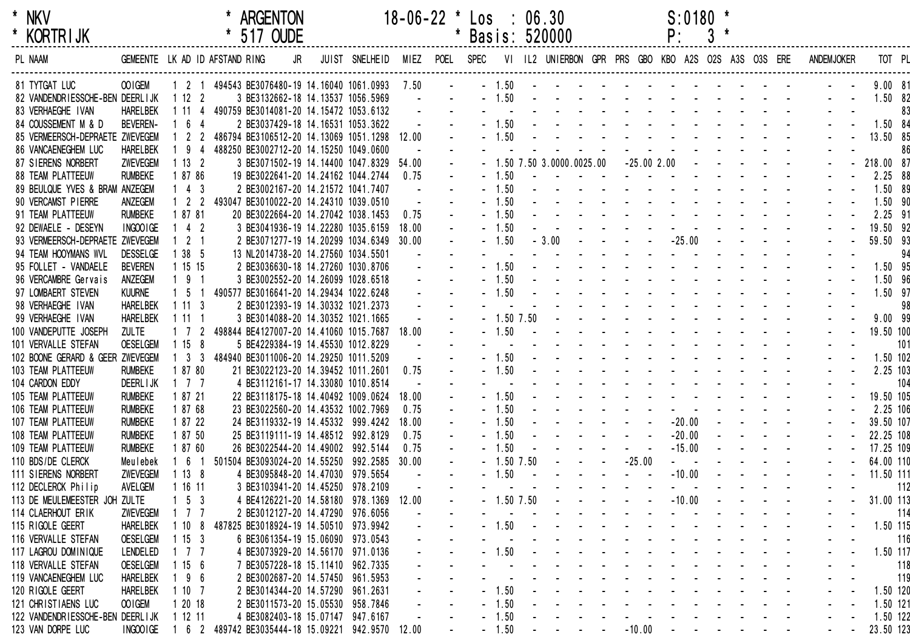\* NKV \* ARGENTON 18-06-22 \* Los : 06.30 S:0180 \*
\* KORTRIJK \* 517 OUDE \* Basis: 520000 P: 3 \*

| PL | NAAM | GEMEENTE | LK | AD | ID | AFSTAND | RING JR | JUIST | SNELHEID | MIEZ | POEL | SPEC | VI | IL2 | UNIERBON | GPR | PRS | GBO | KBO | A2S | O2S | A3S | O3S | ERE | ANDEM | JOKER | TOT | PL |
|---|---|---|---|---|---|---|---|---|---|---|---|---|---|---|---|---|---|---|---|---|---|---|---|---|---|---|---|---|
| 81 | TYTGAT LUC | OOIGEM | 1 | 2 | 1 | 494543 | BE3076480-19 | 14.16040 | 1061.0993 | 7.50 | - | - | 1.50 | - | - | - | - | - | - | - | - | - | - | - | - | - | 9.00 | 81 |
| 82 | VANDENDRIESSCHE-BEN | DEERLIJK | 1 | 12 | 2 | 3 | BE3132662-18 | 14.13537 | 1056.5969 | - | - | - | 1.50 | - | - | - | - | - | - | - | - | - | - | - | - | - | 1.50 | 82 |
| 83 | VERHAEGHE IVAN | HARELBEK | 1 | 11 | 4 | 490759 | BE3014081-20 | 14.15472 | 1053.6132 | - | - | - | - | - | - | - | - | - | - | - | - | - | - | - | - | - | | 83 |
| 84 | COUSSEMENT M & D | BEVEREN- | 1 | 6 | 4 | 2 | BE3037429-18 | 14.16531 | 1053.3622 | - | - | - | 1.50 | - | - | - | - | - | - | - | - | - | - | - | - | - | 1.50 | 84 |
| 85 | VERMEERSCH-DEPRAETE | ZWEVEGEM | 1 | 2 | 2 | 486794 | BE3106512-20 | 14.13069 | 1051.1298 | 12.00 | - | - | 1.50 | - | - | - | - | - | - | - | - | - | - | - | - | - | 13.50 | 85 |
| 86 | VANCAENEGHEM LUC | HARELBEK | 1 | 9 | 4 | 488250 | BE3002712-20 | 14.15250 | 1049.0600 | - | - | - | - | - | - | - | - | - | - | - | - | - | - | - | - | - | | 86 |
| 87 | SIERENS NORBERT | ZWEVEGEM | 1 | 13 | 2 | 3 | BE3071502-19 | 14.44400 | 1047.8329 | 54.00 | - | - | 1.50 | 7.50 | 3.00 | 100.00 | 25.00 | - | 25.00 | 2.00 | - | - | - | - | - | - | 218.00 | 87 |
| 88 | TEAM PLATTEEUW | RUMBEKE | 1 | 87 | 86 | 19 | BE3022641-20 | 14.24162 | 1044.2744 | 0.75 | - | - | 1.50 | - | - | - | - | - | - | - | - | - | - | - | - | - | 2.25 | 88 |
| 89 | BEULQUE YVES & BRAM | ANZEGEM | 1 | 4 | 3 | 2 | BE3002167-20 | 14.21572 | 1041.7407 | - | - | - | 1.50 | - | - | - | - | - | - | - | - | - | - | - | - | - | 1.50 | 89 |
| 90 | VERCAMST PIERRE | ANZEGEM | 1 | 2 | 2 | 493047 | BE3010022-20 | 14.24310 | 1039.0510 | - | - | - | 1.50 | - | - | - | - | - | - | - | - | - | - | - | - | - | 1.50 | 90 |
| 91 | TEAM PLATTEEUW | RUMBEKE | 1 | 87 | 81 | 20 | BE3022664-20 | 14.27042 | 1038.1453 | 0.75 | - | - | 1.50 | - | - | - | - | - | - | - | - | - | - | - | - | - | 2.25 | 91 |
| 92 | DEWAELE - DESEYN | INGOOIGE | 1 | 4 | 2 | 3 | BE3041936-19 | 14.22280 | 1035.6159 | 18.00 | - | - | 1.50 | - | - | - | - | - | - | - | - | - | - | - | - | - | 19.50 | 92 |
| 93 | VERMEERSCH-DEPRAETE | ZWEVEGEM | 1 | 2 | 1 | 2 | BE3071277-19 | 14.20299 | 1034.6349 | 30.00 | - | - | 1.50 | - | 3.00 | - | - | - | - | - | 25.00 | - | - | - | - | - | 59.50 | 93 |
| 94 | TEAM HOOYMANS WVL | DESSELGE | 1 | 38 | 5 | 13 | NL2014738-20 | 14.27560 | 1034.5501 | - | - | - | - | - | - | - | - | - | - | - | - | - | - | - | - | - | | 94 |
| 95 | FOLLET - VANDAELE | BEVEREN | 1 | 15 | 15 | 2 | BE3036630-18 | 14.27260 | 1030.8706 | - | - | - | 1.50 | - | - | - | - | - | - | - | - | - | - | - | - | - | 1.50 | 95 |
| 96 | VERCAMBRE Gervais | ANZEGEM | 1 | 9 | 1 | 3 | BE3002552-20 | 14.26099 | 1028.6518 | - | - | - | 1.50 | - | - | - | - | - | - | - | - | - | - | - | - | - | 1.50 | 96 |
| 97 | LOMBAERT STEVEN | KUURNE | 1 | 5 | 1 | 490577 | BE3016641-20 | 14.29434 | 1022.6248 | - | - | - | 1.50 | - | - | - | - | - | - | - | - | - | - | - | - | - | 1.50 | 97 |
| 98 | VERHAEGHE IVAN | HARELBEK | 1 | 11 | 3 | 2 | BE3012393-19 | 14.30332 | 1021.2373 | - | - | - | - | - | - | - | - | - | - | - | - | - | - | - | - | - | | 98 |
| 99 | VERHAEGHE IVAN | HARELBEK | 1 | 11 | 1 | 3 | BE3014088-20 | 14.30352 | 1021.1665 | - | - | - | 1.50 | 7.50 | - | - | - | - | - | - | - | - | - | - | - | - | 9.00 | 99 |
| 100 | VANDEPUTTE JOSEPH | ZULTE | 1 | 7 | 2 | 498844 | BE4127007-20 | 14.41060 | 1015.7687 | 18.00 | - | - | 1.50 | - | - | - | - | - | - | - | - | - | - | - | - | - | 19.50 | 100 |
| 101 | VERVALLE STEFAN | OESELGEM | 1 | 15 | 8 | 5 | BE4229384-19 | 14.45530 | 1012.8229 | - | - | - | - | - | - | - | - | - | - | - | - | - | - | - | - | - | | 101 |
| 102 | BOONE GERARD & GEER | ZWEVEGEM | 1 | 3 | 3 | 484940 | BE3011006-20 | 14.29250 | 1011.5209 | - | - | - | 1.50 | - | - | - | - | - | - | - | - | - | - | - | - | - | 1.50 | 102 |
| 103 | TEAM PLATTEEUW | RUMBEKE | 1 | 87 | 80 | 21 | BE3022123-20 | 14.39452 | 1011.2601 | 0.75 | - | - | 1.50 | - | - | - | - | - | - | - | - | - | - | - | - | - | 2.25 | 103 |
| 104 | CARDON EDDY | DEERLIJK | 1 | 7 | 7 | 4 | BE3112161-17 | 14.33080 | 1010.8514 | - | - | - | - | - | - | - | - | - | - | - | - | - | - | - | - | - | | 104 |
| 105 | TEAM PLATTEEUW | RUMBEKE | 1 | 87 | 21 | 22 | BE3118175-18 | 14.40492 | 1009.0624 | 18.00 | - | - | 1.50 | - | - | - | - | - | - | - | - | - | - | - | - | - | 19.50 | 105 |
| 106 | TEAM PLATTEEUW | RUMBEKE | 1 | 87 | 68 | 23 | BE3022560-20 | 14.43532 | 1002.7969 | 0.75 | - | - | 1.50 | - | - | - | - | - | - | - | - | - | - | - | - | - | 2.25 | 106 |
| 107 | TEAM PLATTEEUW | RUMBEKE | 1 | 87 | 22 | 24 | BE3119332-19 | 14.45332 | 999.4242 | 18.00 | - | - | 1.50 | - | - | - | - | - | - | - | 20.00 | - | - | - | - | - | 39.50 | 107 |
| 108 | TEAM PLATTEEUW | RUMBEKE | 1 | 87 | 50 | 25 | BE3119111-19 | 14.48512 | 992.8129 | 0.75 | - | - | 1.50 | - | - | - | - | - | - | - | 20.00 | - | - | - | - | - | 22.25 | 108 |
| 109 | TEAM PLATTEEUW | RUMBEKE | 1 | 87 | 60 | 26 | BE3022544-20 | 14.49002 | 992.5144 | 0.75 | - | - | 1.50 | - | - | - | - | - | - | - | 15.00 | - | - | - | - | - | 17.25 | 109 |
| 110 | BDS/DE CLERCK | Meulebek | 1 | 6 | 1 | 501504 | BE3093024-20 | 14.55250 | 992.2585 | 30.00 | - | - | 1.50 | 7.50 | - | - | - | - | 25.00 | - | - | - | - | - | - | - | 64.00 | 110 |
| 111 | SIERENS NORBERT | ZWEVEGEM | 1 | 13 | 8 | 4 | BE3095848-20 | 14.47030 | 979.5654 | - | - | - | 1.50 | - | - | - | - | - | - | - | 10.00 | - | - | - | - | - | 11.50 | 111 |
| 112 | DECLERCK Philip | AVELGEM | 1 | 16 | 11 | 3 | BE3103941-20 | 14.45250 | 978.2109 | - | - | - | - | - | - | - | - | - | - | - | - | - | - | - | - | - | | 112 |
| 113 | DE MEULEMEESTER JOH | ZULTE | 1 | 5 | 3 | 4 | BE4126221-20 | 14.58180 | 978.1369 | 12.00 | - | - | 1.50 | 7.50 | - | - | - | - | - | - | 10.00 | - | - | - | - | - | 31.00 | 113 |
| 114 | CLAERHOUT ERIK | ZWEVEGEM | 1 | 7 | 7 | 2 | BE3012127-20 | 14.47290 | 976.6056 | - | - | - | - | - | - | - | - | - | - | - | - | - | - | - | - | - | | 114 |
| 115 | RIGOLE GEERT | HARELBEK | 1 | 10 | 8 | 487825 | BE3018924-19 | 14.50510 | 973.9942 | - | - | - | 1.50 | - | - | - | - | - | - | - | - | - | - | - | - | - | 1.50 | 115 |
| 116 | VERVALLE STEFAN | OESELGEM | 1 | 15 | 3 | 6 | BE3061354-19 | 15.06090 | 973.0543 | - | - | - | - | - | - | - | - | - | - | - | - | - | - | - | - | - | | 116 |
| 117 | LAGROU DOMINIQUE | LENDELED | 1 | 7 | 7 | 4 | BE3073929-20 | 14.56170 | 971.0136 | - | - | - | 1.50 | - | - | - | - | - | - | - | - | - | - | - | - | - | 1.50 | 117 |
| 118 | VERVALLE STEFAN | OESELGEM | 1 | 15 | 6 | 7 | BE3057228-18 | 15.11410 | 962.7335 | - | - | - | - | - | - | - | - | - | - | - | - | - | - | - | - | - | | 118 |
| 119 | VANCAENEGHEM LUC | HARELBEK | 1 | 9 | 6 | 2 | BE3002687-20 | 14.57450 | 961.5953 | - | - | - | - | - | - | - | - | - | - | - | - | - | - | - | - | - | | 119 |
| 120 | RIGOLE GEERT | HARELBEK | 1 | 10 | 7 | 2 | BE3014344-20 | 14.57290 | 961.2631 | - | - | - | 1.50 | - | - | - | - | - | - | - | - | - | - | - | - | - | 1.50 | 120 |
| 121 | CHRISTIAENS LUC | OOIGEM | 1 | 20 | 18 | 2 | BE3011573-20 | 15.05530 | 958.7846 | - | - | - | 1.50 | - | - | - | - | - | - | - | - | - | - | - | - | - | 1.50 | 121 |
| 122 | VANDENDRIESSCHE-BEN | DEERLIJK | 1 | 12 | 11 | 4 | BE3082403-18 | 15.07147 | 947.6167 | - | - | - | 1.50 | - | - | - | - | - | - | - | - | - | - | - | - | - | 1.50 | 122 |
| 123 | VAN DORPE LUC | INGOOIGE | 1 | 6 | 2 | 489742 | BE3035444-18 | 15.09221 | 942.9570 | 12.00 | - | - | 1.50 | - | - | - | - | - | 10.00 | - | - | - | - | - | - | - | 23.50 | 123 |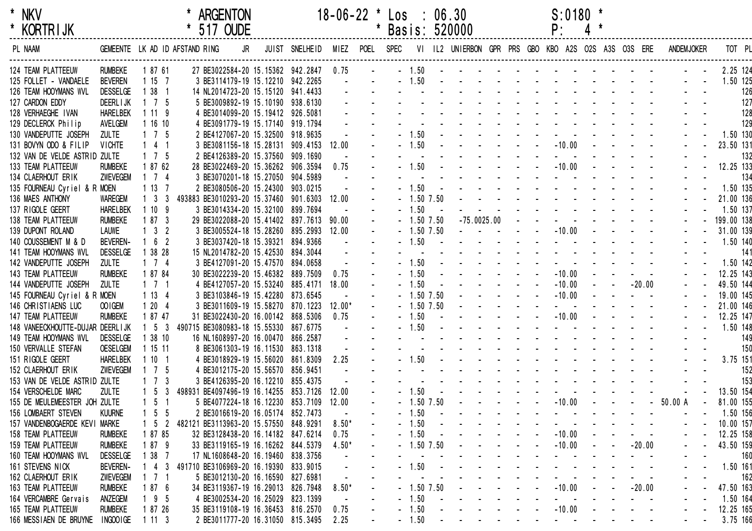\* NKV \* ARGENTON 18-06-22 \* Los : 06.30 S:0180 \*
\* KORTRIJK \* 517 OUDE \* Basis: 520000 P: 4 \*

| PL | NAAM | GEMEENTE | LK | AD | ID | AFSTAND | RING JR | JUIST | SNELHEID | MIEZ | POEL | SPEC | VI | IL2 | UNIERBON | GPR | PRS | GBO | KBO | A2S | O2S | A3S | O3S | ERE | ANDEM | JOKER | TOT | PL |
|---|---|---|---|---|---|---|---|---|---|---|---|---|---|---|---|---|---|---|---|---|---|---|---|---|---|---|---|---|
| 124 | TEAM PLATTEEUW | RUMBEKE | 1 | 87 | 61 | | 27 BE3022584-20 | 15.15362 | 942.2847 | 0.75 | - | - | 1.50 | - | - | - | - | - | - | - | - | - | - | - | - | - | 2.25 | 124 |
| 125 | FOLLET - VANDAELE | BEVEREN | 1 | 15 | 7 | | 3 BE3114179-19 | 15.12210 | 942.2265 | - | - | - | 1.50 | - | - | - | - | - | - | - | - | - | - | - | - | - | 1.50 | 125 |
| 126 | TEAM HOOYMANS WVL | DESSELGE | 1 | 38 | 1 | | 14 NL2014723-20 | 15.15120 | 941.4433 | - | - | - | - | - | - | - | - | - | - | - | - | - | - | - | - | - | | 126 |
| 127 | CARDON EDDY | DEERLIJK | 1 | 7 | 5 | | 5 BE3009892-19 | 15.10190 | 938.6130 | - | - | - | - | - | - | - | - | - | - | - | - | - | - | - | - | - | | 127 |
| 128 | VERHAEGHE IVAN | HARELBEK | 1 | 11 | 9 | | 4 BE3014099-20 | 15.19412 | 926.5081 | - | - | - | - | - | - | - | - | - | - | - | - | - | - | - | - | - | | 128 |
| 129 | DECLERCK Philip | AVELGEM | 1 | 16 | 10 | | 4 BE3091779-19 | 15.17140 | 919.1794 | - | - | - | - | - | - | - | - | - | - | - | - | - | - | - | - | - | | 129 |
| 130 | VANDEPUTTE JOSEPH | ZULTE | 1 | 7 | 5 | | 2 BE4127067-20 | 15.32500 | 918.9635 | - | - | - | 1.50 | - | - | - | - | - | - | - | - | - | - | - | - | - | 1.50 | 130 |
| 131 | BOVYN ODO & FILIP | VICHTE | 1 | 4 | 1 | | 3 BE3081156-18 | 15.28131 | 909.4153 | 12.00 | - | - | 1.50 | - | - | - | - | - | - | -10.00 | - | - | - | - | - | - | 23.50 | 131 |
| 132 | VAN DE VELDE ASTRID | ZULTE | 1 | 7 | 5 | | 2 BE4126389-20 | 15.37560 | 909.1690 | - | - | - | - | - | - | - | - | - | - | - | - | - | - | - | - | - | | 132 |
| 133 | TEAM PLATTEEUW | RUMBEKE | 1 | 87 | 62 | | 28 BE3022469-20 | 15.36262 | 906.3594 | 0.75 | - | - | 1.50 | - | - | - | - | - | - | -10.00 | - | - | - | - | - | - | 12.25 | 133 |
| 134 | CLAERHOUT ERIK | ZWEVEGEM | 1 | 7 | 4 | | 3 BE3070201-18 | 15.27050 | 904.5989 | - | - | - | - | - | - | - | - | - | - | - | - | - | - | - | - | - | | 134 |
| 135 | FOURNEAU Cyriel & R | MOEN | 1 | 13 | 7 | | 2 BE3080506-20 | 15.24300 | 903.0215 | - | - | - | 1.50 | - | - | - | - | - | - | - | - | - | - | - | - | - | 1.50 | 135 |
| 136 | MAES ANTHONY | WAREGEM | 1 | 3 | 3 | 493883 | BE3010293-20 | 15.37460 | 901.6303 | 12.00 | - | - | 1.50 | 7.50 | - | - | - | - | - | - | - | - | - | - | - | - | 21.00 | 136 |
| 137 | RIGOLE GEERT | HARELBEK | 1 | 10 | 9 | | 3 BE3014334-20 | 15.32100 | 899.7694 | - | - | - | 1.50 | - | - | - | - | - | - | - | - | - | - | - | - | - | 1.50 | 137 |
| 138 | TEAM PLATTEEUW | RUMBEKE | 1 | 87 | 3 | | 29 BE3022088-20 | 15.41402 | 897.7613 | 90.00 | - | - | 1.50 | 7.50 | -75.00 | 25.00 | - | - | - | - | - | - | - | - | - | - | 199.00 | 138 |
| 139 | DUPONT ROLAND | LAUWE | 1 | 3 | 2 | | 3 BE3005524-18 | 15.28260 | 895.2993 | 12.00 | - | - | 1.50 | 7.50 | - | - | - | - | - | -10.00 | - | - | - | - | - | - | 31.00 | 139 |
| 140 | COUSSEMENT M & D | BEVEREN- | 1 | 6 | 2 | | 3 BE3037420-18 | 15.39321 | 894.9366 | - | - | - | 1.50 | - | - | - | - | - | - | - | - | - | - | - | - | - | 1.50 | 140 |
| 141 | TEAM HOOYMANS WVL | DESSELGE | 1 | 38 | 28 | | 15 NL2014782-20 | 15.42530 | 894.3044 | - | - | - | - | - | - | - | - | - | - | - | - | - | - | - | - | - | | 141 |
| 142 | VANDEPUTTE JOSEPH | ZULTE | 1 | 7 | 4 | | 3 BE4127091-20 | 15.47570 | 894.0658 | - | - | - | 1.50 | - | - | - | - | - | - | - | - | - | - | - | - | - | 1.50 | 142 |
| 143 | TEAM PLATTEEUW | RUMBEKE | 1 | 87 | 84 | | 30 BE3022239-20 | 15.46382 | 889.7509 | 0.75 | - | - | 1.50 | - | - | - | - | - | - | -10.00 | - | - | - | - | - | - | 12.25 | 143 |
| 144 | VANDEPUTTE JOSEPH | ZULTE | 1 | 7 | 1 | | 4 BE4127057-20 | 15.53240 | 885.4171 | 18.00 | - | - | 1.50 | - | - | - | - | - | - | -10.00 | - | - | -20.00 | - | - | - | 49.50 | 144 |
| 145 | FOURNEAU Cyriel & R | MOEN | 1 | 13 | 4 | | 3 BE3103846-19 | 15.42280 | 873.6545 | - | - | - | 1.50 | 7.50 | - | - | - | - | - | -10.00 | - | - | - | - | - | - | 19.00 | 145 |
| 146 | CHRISTIAENS LUC | OOIGEM | 1 | 20 | 4 | | 3 BE3011609-19 | 15.58270 | 870.1223 | 12.00* | - | - | 1.50 | 7.50 | - | - | - | - | - | - | - | - | - | - | - | - | 21.00 | 146 |
| 147 | TEAM PLATTEEUW | RUMBEKE | 1 | 87 | 47 | | 31 BE3022430-20 | 16.00142 | 868.5306 | 0.75 | - | - | 1.50 | - | - | - | - | - | - | -10.00 | - | - | - | - | - | - | 12.25 | 147 |
| 148 | VANEECKHOUTTE-DUJAR | DEERLIJK | 1 | 5 | 3 | 490715 | BE3080983-18 | 15.55330 | 867.6775 | - | - | - | 1.50 | - | - | - | - | - | - | - | - | - | - | - | - | - | 1.50 | 148 |
| 149 | TEAM HOOYMANS WVL | DESSELGE | 1 | 38 | 10 | | 16 NL1608997-20 | 16.00470 | 866.2587 | - | - | - | - | - | - | - | - | - | - | - | - | - | - | - | - | - | | 149 |
| 150 | VERVALLE STEFAN | OESELGEM | 1 | 15 | 11 | | 8 BE3061303-19 | 16.11530 | 863.1318 | - | - | - | - | - | - | - | - | - | - | - | - | - | - | - | - | - | | 150 |
| 151 | RIGOLE GEERT | HARELBEK | 1 | 10 | 1 | | 4 BE3018929-19 | 15.56020 | 861.8309 | 2.25 | - | - | 1.50 | - | - | - | - | - | - | - | - | - | - | - | - | - | 3.75 | 151 |
| 152 | CLAERHOUT ERIK | ZWEVEGEM | 1 | 7 | 5 | | 4 BE3012175-20 | 15.56570 | 856.9451 | - | - | - | - | - | - | - | - | - | - | - | - | - | - | - | - | - | | 152 |
| 153 | VAN DE VELDE ASTRID | ZULTE | 1 | 7 | 3 | | 3 BE4126395-20 | 16.12210 | 855.4375 | - | - | - | - | - | - | - | - | - | - | - | - | - | - | - | - | - | | 153 |
| 154 | VERSCHELDE MARC | ZULTE | 1 | 5 | 3 | 498931 | BE4097496-19 | 16.14255 | 853.7126 | 12.00 | - | - | 1.50 | - | - | - | - | - | - | - | - | - | - | - | - | - | 13.50 | 154 |
| 155 | DE MEULEMEESTER JOH | ZULTE | 1 | 5 | 1 | | 5 BE4077224-18 | 16.12230 | 853.7109 | 12.00 | - | - | 1.50 | 7.50 | - | - | - | - | - | -10.00 | - | - | - | - | 50.00 A | - | 81.00 | 155 |
| 156 | LOMBAERT STEVEN | KUURNE | 1 | 5 | 5 | | 2 BE3016619-20 | 16.05174 | 852.7473 | - | - | - | 1.50 | - | - | - | - | - | - | - | - | - | - | - | - | - | 1.50 | 156 |
| 157 | VANDENBOGAERDE KEVI | MARKE | 1 | 5 | 2 | 482121 | BE3113963-20 | 15.57550 | 848.9291 | 8.50* | - | - | 1.50 | - | - | - | - | - | - | - | - | - | - | - | - | - | 10.00 | 157 |
| 158 | TEAM PLATTEEUW | RUMBEKE | 1 | 87 | 85 | | 32 BE3128438-20 | 16.14182 | 847.6214 | 0.75 | - | - | 1.50 | - | - | - | - | - | - | -10.00 | - | - | - | - | - | - | 12.25 | 158 |
| 159 | TEAM PLATTEEUW | RUMBEKE | 1 | 87 | 9 | | 33 BE3119165-19 | 16.16262 | 844.5379 | 4.50* | - | - | 1.50 | 7.50 | - | - | - | - | - | -10.00 | - | - | -20.00 | - | - | - | 43.50 | 159 |
| 160 | TEAM HOOYMANS WVL | DESSELGE | 1 | 38 | 7 | | 17 NL1608648-20 | 16.19460 | 838.3756 | - | - | - | - | - | - | - | - | - | - | - | - | - | - | - | - | - | | 160 |
| 161 | STEVENS NICK | BEVEREN- | 1 | 4 | 3 | 491710 | BE3106969-20 | 16.19390 | 833.9015 | - | - | - | 1.50 | - | - | - | - | - | - | - | - | - | - | - | - | - | 1.50 | 161 |
| 162 | CLAERHOUT ERIK | ZWEVEGEM | 1 | 7 | 1 | | 5 BE3012130-20 | 16.16590 | 827.6981 | - | - | - | - | - | - | - | - | - | - | - | - | - | - | - | - | - | | 162 |
| 163 | TEAM PLATTEEUW | RUMBEKE | 1 | 87 | 6 | | 34 BE3119367-19 | 16.29013 | 826.7948 | 8.50* | - | - | 1.50 | 7.50 | - | - | - | - | - | -10.00 | - | - | -20.00 | - | - | - | 47.50 | 163 |
| 164 | VERCAMBRE Gervais | ANZEGEM | 1 | 9 | 5 | | 4 BE3002534-20 | 16.25029 | 823.1399 | - | - | - | 1.50 | - | - | - | - | - | - | - | - | - | - | - | - | - | 1.50 | 164 |
| 165 | TEAM PLATTEEUW | RUMBEKE | 1 | 87 | 26 | | 35 BE3119108-19 | 16.36453 | 816.2570 | 0.75 | - | - | 1.50 | - | - | - | - | - | - | -10.00 | - | - | - | - | - | - | 12.25 | 165 |
| 166 | MESSIAEN DE BRUYNE | INGOOIGE | 1 | 11 | 3 | | 2 BE3011777-20 | 16.31050 | 815.3495 | 2.25 | - | - | 1.50 | - | - | - | - | - | - | - | - | - | - | - | - | - | 3.75 | 166 |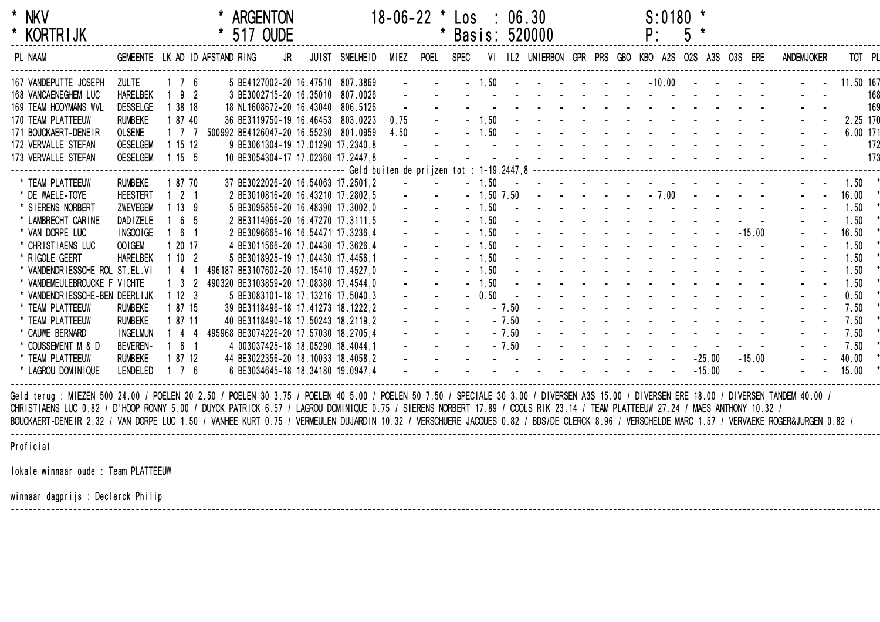| PL NAAM | GEMEENTE | LK | AD | ID | AFSTAND | RING JR | JUIST | SNELHEID | MIEZ | POEL | SPEC | VI | IL2 | UNIERBON | GPR | PRS | GBO | KBO | A2S | O2S | A3S | O3S | ERE | ANDEM | JOKER | TOT | PL |
|---|---|---|---|---|---|---|---|---|---|---|---|---|---|---|---|---|---|---|---|---|---|---|---|---|---|---|---|
| 167 VANDEPUTTE JOSEPH | ZULTE | 1 | 7 | 6 | | 5 BE4127002-20 | 16.47510 | 807.3869 | - | - | - | 1.50 | - | - | - | - | - | - | 10.00 | - | - | - | - | - | - | 11.50 | 167 |
| 168 VANCAENEGHEM LUC | HARELBEK | 1 | 9 | 2 | | 3 BE3002715-20 | 16.35010 | 807.0026 | - | - | - | - | - | - | - | - | - | - | - | - | - | - | - | - | - | | 168 |
| 169 TEAM HOOYMANS WVL | DESSELGE | 1 | 38 | 18 | | 18 NL1608672-20 | 16.43040 | 806.5126 | - | - | - | - | - | - | - | - | - | - | - | - | - | - | - | - | - | | 169 |
| 170 TEAM PLATTEEUW | RUMBEKE | 1 | 87 | 40 | | 36 BE3119750-19 | 16.46453 | 803.0223 | 0.75 | - | - | 1.50 | - | - | - | - | - | - | - | - | - | - | - | - | - | 2.25 | 170 |
| 171 BOUCKAERT-DENEIR | OLSENE | 1 | 7 | 7 | 500992 | BE4126047-20 | 16.55230 | 801.0959 | 4.50 | - | - | 1.50 | - | - | - | - | - | - | - | - | - | - | - | - | - | 6.00 | 171 |
| 172 VERVALLE STEFAN | OESELGEM | 1 | 15 | 12 | | 9 BE3061304-19 | 17.01290 | 17.2340,8 | - | - | - | - | - | - | - | - | - | - | - | - | - | - | - | - | - | | 172 |
| 173 VERVALLE STEFAN | OESELGEM | 1 | 15 | 5 | | 10 BE3054304-17 | 17.02360 | 17.2447,8 | - | - | - | - | - | - | - | - | - | - | - | - | - | - | - | - | - | | 173 |
| Geld buiten de prijzen tot : 1-19.2447,8 | | | | | | | | | | | | | | | | | | | | | | | | | | | |
| * TEAM PLATTEEUW | RUMBEKE | 1 | 87 | 70 | | 37 BE3022026-20 | 16.54063 | 17.2501,2 | - | - | - | 1.50 | - | - | - | - | - | - | - | - | - | - | - | - | - | 1.50 | * |
| * DE WAELE-TOYE | HEESTERT | 1 | 2 | 1 | | 2 BE3010816-20 | 16.43210 | 17.2802,5 | - | - | - | 1.50 | 7.50 | - | - | - | - | - | 7.00 | - | - | - | - | - | - | 16.00 | * |
| * SIERENS NORBERT | ZWEVEGEM | 1 | 13 | 9 | | 5 BE3095856-20 | 16.48390 | 17.3002,0 | - | - | - | 1.50 | - | - | - | - | - | - | - | - | - | - | - | - | - | 1.50 | * |
| * LAMBRECHT CARINE | DADIZELE | 1 | 6 | 5 | | 2 BE3114966-20 | 16.47270 | 17.3111,5 | - | - | - | 1.50 | - | - | - | - | - | - | - | - | - | - | - | - | - | 1.50 | * |
| * VAN DORPE LUC | INGOOIGE | 1 | 6 | 1 | | 2 BE3096665-16 | 16.54471 | 17.3236,4 | - | - | - | 1.50 | - | - | - | - | - | - | - | - | - | - | 15.00 | - | - | 16.50 | * |
| * CHRISTIAENS LUC | OOIGEM | 1 | 20 | 17 | | 4 BE3011566-20 | 17.04430 | 17.3626,4 | - | - | - | 1.50 | - | - | - | - | - | - | - | - | - | - | - | - | - | 1.50 | * |
| * RIGOLE GEERT | HARELBEK | 1 | 10 | 2 | | 5 BE3018925-19 | 17.04430 | 17.4456,1 | - | - | - | 1.50 | - | - | - | - | - | - | - | - | - | - | - | - | - | 1.50 | * |
| * VANDENDRIESSCHE ROL | ST.EL.VI | 1 | 4 | 1 | 496187 | BE3107602-20 | 17.15410 | 17.4527,0 | - | - | - | 1.50 | - | - | - | - | - | - | - | - | - | - | - | - | - | 1.50 | * |
| * VANDEMEULEBROUCKE F | VICHTE | 1 | 3 | 2 | 490320 | BE3103859-20 | 17.08380 | 17.4544,0 | - | - | - | 1.50 | - | - | - | - | - | - | - | - | - | - | - | - | - | 1.50 | * |
| * VANDENDRIESSCHE-BEN | DEERLIJK | 1 | 12 | 3 | | 5 BE3083101-18 | 17.13216 | 17.5040,3 | - | - | - | 0.50 | - | - | - | - | - | - | - | - | - | - | - | - | - | 0.50 | * |
| * TEAM PLATTEEUW | RUMBEKE | 1 | 87 | 15 | | 39 BE3118496-18 | 17.41273 | 18.1222,2 | - | - | - | - | 7.50 | - | - | - | - | - | - | - | - | - | - | - | - | 7.50 | * |
| * TEAM PLATTEEUW | RUMBEKE | 1 | 87 | 11 | | 40 BE3118490-18 | 17.50243 | 18.2119,2 | - | - | - | - | 7.50 | - | - | - | - | - | - | - | - | - | - | - | - | 7.50 | * |
| * CAUWE BERNARD | INGELMUN | 1 | 4 | 4 | 495968 | BE3074226-20 | 17.57030 | 18.2705,4 | - | - | - | - | 7.50 | - | - | - | - | - | - | - | - | - | - | - | - | 7.50 | * |
| * COUSSEMENT M & D | BEVEREN- | 1 | 6 | 1 | | 4 003037425-18 | 18.05290 | 18.4044,1 | - | - | - | - | 7.50 | - | - | - | - | - | - | - | - | - | - | - | - | 7.50 | * |
| * TEAM PLATTEEUW | RUMBEKE | 1 | 87 | 12 | | 44 BE3022356-20 | 18.10033 | 18.4058,2 | - | - | - | - | - | - | - | - | - | - | - | - | 25.00 | - | 15.00 | - | - | 40.00 | * |
| * LAGROU DOMINIQUE | LENDELED | 1 | 7 | 6 | | 6 BE3034645-18 | 18.34180 | 19.0947,4 | - | - | - | - | - | - | - | - | - | - | - | - | 15.00 | - | - | - | - | 15.00 | * |

Geld terug : MIEZEN 500 24.00 / POELEN 20 2.50 / POELEN 30 3.75 / POELEN 40 5.00 / POELEN 50 7.50 / SPECIALE 30 3.00 / DIVERSEN A3S 15.00 / DIVERSEN ERE 18.00 / DIVERSEN TANDEM 40.00 /
CHRISTIAENS LUC 0.82 / D'HOOP RONNY 5.00 / DUYCK PATRICK 6.57 / LAGROU DOMINIQUE 0.75 / SIERENS NORBERT 17.89 / COOLS RIK 23.14 / TEAM PLATTEEUW 27.24 / MAES ANTHONY 10.32 /
BOUCKAERT-DENEIR 2.32 / VAN DORPE LUC 1.50 / VANHEE KURT 0.75 / VERMEULEN DUJARDIN 10.32 / VERSCHUERE JACQUES 0.82 / BDS/DE CLERCK 8.96 / VERSCHELDE MARC 1.57 / VERVAEKE ROGER&JURGEN 0.82 /

Proficiat

lokale winnaar oude : Team PLATTEEUW

winnaar dagprijs : Declerck Philip